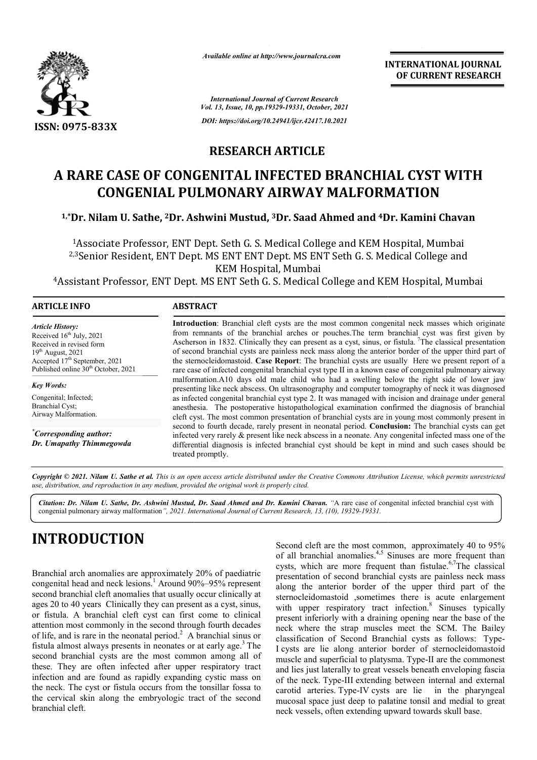*Available online at http://www.journalcra.com*

**INTERNATIONAL JOURNAL OF CURRENT RESEARCH**

*International Journal of Current Research*
*Vol. 13, Issue, 10, pp.19329-19331, October, 2021*

*DOI: https://doi.org/10.24941/ijcr.42417.10.2021*

**ISSN: 0975-833X**

## RESEARCH ARTICLE

# A RARE CASE OF CONGENITAL INFECTED BRANCHIAL CYST WITH CONGENIAL PULMONARY AIRWAY MALFORMATION

**[1,*]Dr. Nilam U. Sathe, [2]Dr. Ashwini Mustud, [3]Dr. Saad Ahmed and [4]Dr. Kamini Chavan**

[1]Associate Professor, ENT Dept. Seth G. S. Medical College and KEM Hospital, Mumbai
[2,3]Senior Resident, ENT Dept. MS ENT ENT Dept. MS ENT Seth G. S. Medical College and KEM Hospital, Mumbai
[4]Assistant Professor, ENT Dept. MS ENT Seth G. S. Medical College and KEM Hospital, Mumbai

### ARTICLE INFO

*Article History:*
Received 16th July, 2021
Received in revised form
19th August, 2021
Accepted 17th September, 2021
Published online 30th October, 2021

*Key Words:*
Congenital; Infected;
Branchial Cyst;
Airway Malformation.

*Corresponding author:*
*Dr. Umapathy Thimmegowda*

### ABSTRACT

**Introduction**: Branchial cleft cysts are the most common congenital neck masses which originate from remnants of the branchial arches or pouches.The term branchial cyst was first given by Ascherson in 1832. Clinically they can present as a cyst, sinus, or fistula. [7]The classical presentation of second branchial cysts are painless neck mass along the anterior border of the upper third part of the sternocleidomastoid. **Case Report**: The branchial cysts are usually Here we present report of a rare case of infected congenital branchial cyst type II in a known case of congenital pulmonary airway malformation.A10 days old male child who had a swelling below the right side of lower jaw presenting like neck abscess. On ultrasonography and computer tomography of neck it was diagnosed as infected congenital branchial cyst type 2. It was managed with incision and drainage under general anesthesia. The postoperative histopathological examination confirmed the diagnosis of branchial cleft cyst. The most common presentation of branchial cysts are in young most commonly present in second to fourth decade, rarely present in neonatal period. **Conclusion:** The branchial cysts can get infected very rarely & present like neck abscess in a neonate. Any congenital infected mass one of the differential diagnosis is infected branchial cyst should be kept in mind and such cases should be treated promptly.

***Copyright © 2021. Nilam U. Sathe et al.** This is an open access article distributed under the Creative Commons Attribution License, which permits unrestricted use, distribution, and reproduction in any medium, provided the original work is properly cited.*

***Citation: Dr. Nilam U. Sathe, Dr. Ashwini Mustud, Dr. Saad Ahmed and Dr. Kamini Chavan.** "A rare case of congenital infected branchial cyst with congenial pulmonary airway malformation", 2021. International Journal of Current Research, 13, (10), 19329-19331.*

# INTRODUCTION

Branchial arch anomalies are approximately 20% of paediatric congenital head and neck lesions.[1] Around 90%–95% represent second branchial cleft anomalies that usually occur clinically at ages 20 to 40 years Clinically they can present as a cyst, sinus, or fistula. A branchial cleft cyst can first come to clinical attention most commonly in the second through fourth decades of life, and is rare in the neonatal period.[2] A branchial sinus or fistula almost always presents in neonates or at early age.[3] The second branchial cysts are the most common among all of these. They are often infected after upper respiratory tract infection and are found as rapidly expanding cystic mass on the neck. The cyst or fistula occurs from the tonsillar fossa to the cervical skin along the embryologic tract of the second branchial cleft.

Second cleft are the most common, approximately 40 to 95% of all branchial anomalies.[4,5] Sinuses are more frequent than cysts, which are more frequent than fistulae.[6,7]The classical presentation of second branchial cysts are painless neck mass along the anterior border of the upper third part of the sternocleidomastoid ,sometimes there is acute enlargement with upper respiratory tract infection.[8] Sinuses typically present inferiorly with a draining opening near the base of the neck where the strap muscles meet the SCM. The Bailey classification of Second Branchial cysts as follows: Type-I cysts are lie along anterior border of sternocleidomastoid muscle and superficial to platysma. Type-II are the commonest and lies just laterally to great vessels beneath enveloping fascia of the neck. Type-III extending between internal and external carotid arteries. Type-IV cysts are lie in the pharyngeal mucosal space just deep to palatine tonsil and medial to great neck vessels, often extending upward towards skull base.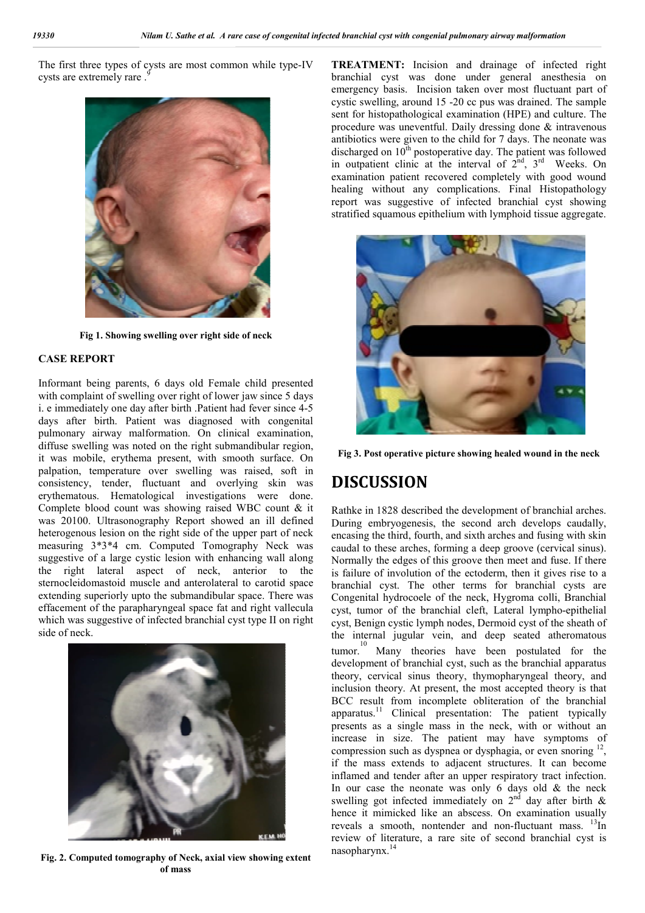The first three types of cysts are most common while type-IV cysts are extremely rare .[9]

Fig 1. Showing swelling over right side of neck

## CASE REPORT

Informant being parents, 6 days old Female child presented with complaint of swelling over right of lower jaw since 5 days i. e immediately one day after birth .Patient had fever since 4-5 days after birth. Patient was diagnosed with congenital pulmonary airway malformation. On clinical examination, diffuse swelling was noted on the right submandibular region, it was mobile, erythema present, with smooth surface. On palpation, temperature over swelling was raised, soft in consistency, tender, fluctuant and overlying skin was erythematous. Hematological investigations were done. Complete blood count was showing raised WBC count & it was 20100. Ultrasonography Report showed an ill defined heterogenous lesion on the right side of the upper part of neck measuring 3*3*4 cm. Computed Tomography Neck was suggestive of a large cystic lesion with enhancing wall along the right lateral aspect of neck, anterior to the sternocleidomastoid muscle and anterolateral to carotid space extending superiorly upto the submandibular space. There was effacement of the parapharyngeal space fat and right vallecula which was suggestive of infected branchial cyst type II on right side of neck.

Fig. 2. Computed tomography of Neck, axial view showing extent of mass

**TREATMENT:** Incision and drainage of infected right branchial cyst was done under general anesthesia on emergency basis. Incision taken over most fluctuant part of cystic swelling, around 15 -20 cc pus was drained. The sample sent for histopathological examination (HPE) and culture. The procedure was uneventful. Daily dressing done & intravenous antibiotics were given to the child for 7 days. The neonate was discharged on 10th postoperative day. The patient was followed in outpatient clinic at the interval of 2nd, 3rd Weeks. On examination patient recovered completely with good wound healing without any complications. Final Histopathology report was suggestive of infected branchial cyst showing stratified squamous epithelium with lymphoid tissue aggregate.

Fig 3. Post operative picture showing healed wound in the neck

## DISCUSSION

Rathke in 1828 described the development of branchial arches. During embryogenesis, the second arch develops caudally, encasing the third, fourth, and sixth arches and fusing with skin caudal to these arches, forming a deep groove (cervical sinus). Normally the edges of this groove then meet and fuse. If there is failure of involution of the ectoderm, then it gives rise to a branchial cyst. The other terms for branchial cysts are Congenital hydrocoele of the neck, Hygroma colli, Branchial cyst, tumor of the branchial cleft, Lateral lympho-epithelial cyst, Benign cystic lymph nodes, Dermoid cyst of the sheath of the internal jugular vein, and deep seated atheromatous tumor.[10] Many theories have been postulated for the development of branchial cyst, such as the branchial apparatus theory, cervical sinus theory, thymopharyngeal theory, and inclusion theory. At present, the most accepted theory is that BCC result from incomplete obliteration of the branchial apparatus.[11] Clinical presentation: The patient typically presents as a single mass in the neck, with or without an increase in size. The patient may have symptoms of compression such as dyspnea or dysphagia, or even snoring [12], if the mass extends to adjacent structures. It can become inflamed and tender after an upper respiratory tract infection. In our case the neonate was only 6 days old & the neck swelling got infected immediately on 2nd day after birth & hence it mimicked like an abscess. On examination usually reveals a smooth, nontender and non-fluctuant mass. [13]In review of literature, a rare site of second branchial cyst is nasopharynx.[14]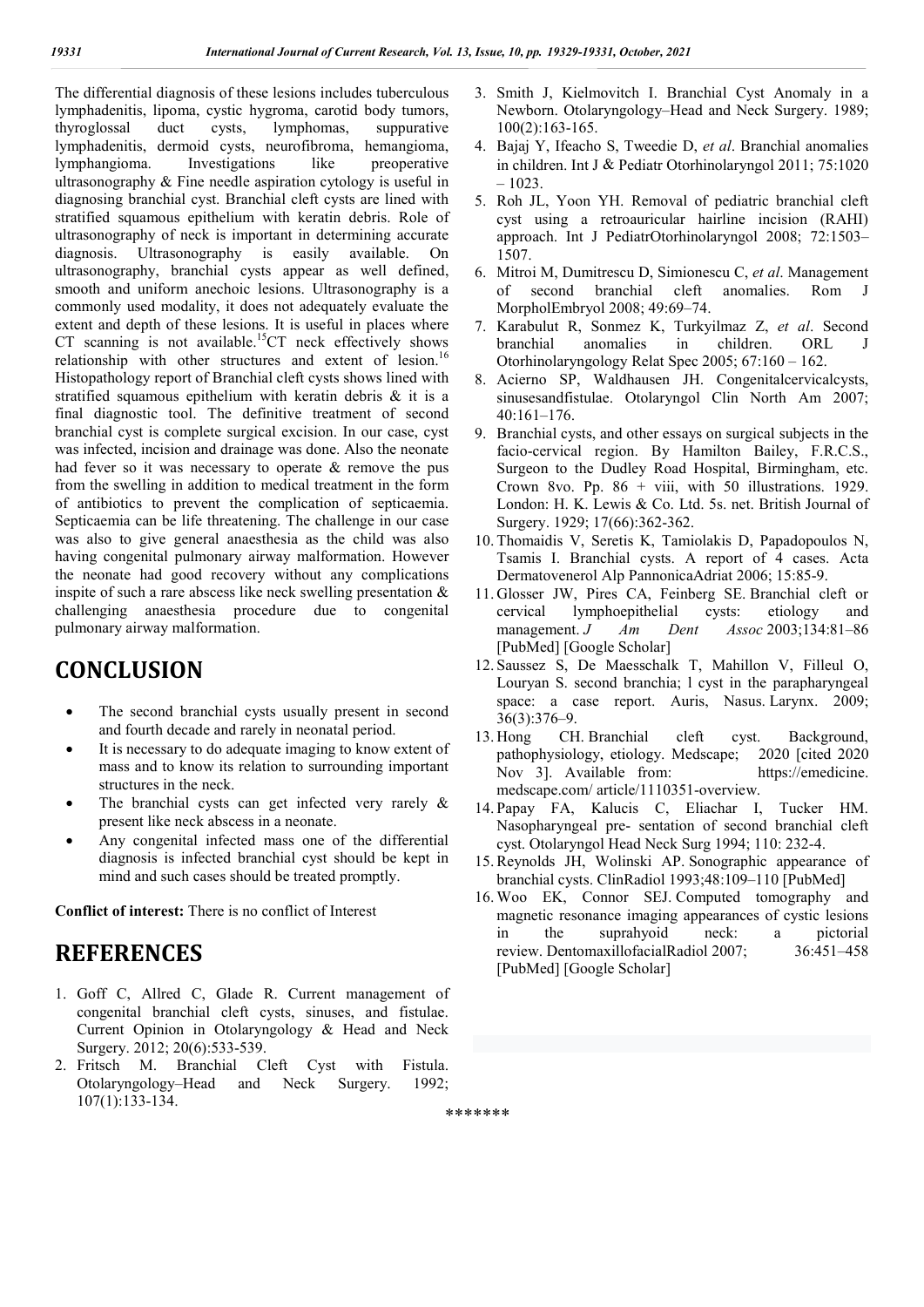The differential diagnosis of these lesions includes tuberculous lymphadenitis, lipoma, cystic hygroma, carotid body tumors, thyroglossal duct cysts, lymphomas, suppurative lymphadenitis, dermoid cysts, neurofibroma, hemangioma, lymphangioma. Investigations like preoperative ultrasonography & Fine needle aspiration cytology is useful in diagnosing branchial cyst. Branchial cleft cysts are lined with stratified squamous epithelium with keratin debris. Role of ultrasonography of neck is important in determining accurate diagnosis. Ultrasonography is easily available. On ultrasonography, branchial cysts appear as well defined, smooth and uniform anechoic lesions. Ultrasonography is a commonly used modality, it does not adequately evaluate the extent and depth of these lesions. It is useful in places where CT scanning is not available.[15] CT neck effectively shows relationship with other structures and extent of lesion.[16] Histopathology report of Branchial cleft cysts shows lined with stratified squamous epithelium with keratin debris & it is a final diagnostic tool. The definitive treatment of second branchial cyst is complete surgical excision. In our case, cyst was infected, incision and drainage was done. Also the neonate had fever so it was necessary to operate & remove the pus from the swelling in addition to medical treatment in the form of antibiotics to prevent the complication of septicaemia. Septicaemia can be life threatening. The challenge in our case was also to give general anaesthesia as the child was also having congenital pulmonary airway malformation. However the neonate had good recovery without any complications inspite of such a rare abscess like neck swelling presentation & challenging anaesthesia procedure due to congenital pulmonary airway malformation.

# CONCLUSION

- The second branchial cysts usually present in second and fourth decade and rarely in neonatal period.
- It is necessary to do adequate imaging to know extent of mass and to know its relation to surrounding important structures in the neck.
- The branchial cysts can get infected very rarely & present like neck abscess in a neonate.
- Any congenital infected mass one of the differential diagnosis is infected branchial cyst should be kept in mind and such cases should be treated promptly.

**Conflict of interest:** There is no conflict of Interest

# REFERENCES

1. Goff C, Allred C, Glade R. Current management of congenital branchial cleft cysts, sinuses, and fistulae. Current Opinion in Otolaryngology & Head and Neck Surgery. 2012; 20(6):533-539.
2. Fritsch M. Branchial Cleft Cyst with Fistula. Otolaryngology–Head and Neck Surgery. 1992; 107(1):133-134.
3. Smith J, Kielmovitch I. Branchial Cyst Anomaly in a Newborn. Otolaryngology–Head and Neck Surgery. 1989; 100(2):163-165.
4. Bajaj Y, Ifeacho S, Tweedie D, *et al*. Branchial anomalies in children. Int J & Pediatr Otorhinolaryngol 2011; 75:1020 – 1023.
5. Roh JL, Yoon YH. Removal of pediatric branchial cleft cyst using a retroauricular hairline incision (RAHI) approach. Int J PediatrOtorhinolaryngol 2008; 72:1503–1507.
6. Mitroi M, Dumitrescu D, Simionescu C, *et al*. Management of second branchial cleft anomalies. Rom J MorpholEmbryol 2008; 49:69–74.
7. Karabulut R, Sonmez K, Turkyilmaz Z, *et al*. Second branchial anomalies in children. ORL J Otorhinolaryngology Relat Spec 2005; 67:160 – 162.
8. Acierno SP, Waldhausen JH. Congenitalcervicalcysts, sinusesandfistulae. Otolaryngol Clin North Am 2007; 40:161–176.
9. Branchial cysts, and other essays on surgical subjects in the facio-cervical region. By Hamilton Bailey, F.R.C.S., Surgeon to the Dudley Road Hospital, Birmingham, etc. Crown 8vo. Pp. 86 + viii, with 50 illustrations. 1929. London: H. K. Lewis & Co. Ltd. 5s. net. British Journal of Surgery. 1929; 17(66):362-362.
10. Thomaidis V, Seretis K, Tamiolakis D, Papadopoulos N, Tsamis I. Branchial cysts. A report of 4 cases. Acta Dermatovenerol Alp PannonicaAdriat 2006; 15:85-9.
11. Glosser JW, Pires CA, Feinberg SE. Branchial cleft or cervical lymphoepithelial cysts: etiology and management. *J Am Dent Assoc* 2003;134:81–86 [PubMed] [Google Scholar]
12. Saussez S, De Maesschalk T, Mahillon V, Filleul O, Louryan S. second branchia; l cyst in the parapharyngeal space: a case report. Auris, Nasus. Larynx. 2009; 36(3):376–9.
13. Hong CH. Branchial cleft cyst. Background, pathophysiology, etiology. Medscape; 2020 [cited 2020 Nov 3]. Available from: https://emedicine. medscape.com/ article/1110351-overview.
14. Papay FA, Kalucis C, Eliachar I, Tucker HM. Nasopharyngeal pre- sentation of second branchial cleft cyst. Otolaryngol Head Neck Surg 1994; 110: 232-4.
15. Reynolds JH, Wolinski AP. Sonographic appearance of branchial cysts. ClinRadiol 1993;48:109–110 [PubMed]
16. Woo EK, Connor SEJ. Computed tomography and magnetic resonance imaging appearances of cystic lesions in the suprahyoid neck: a pictorial review. DentomaxillofacialRadiol 2007; 36:451–458 [PubMed] [Google Scholar]

\*\*\*\*\*\*\*